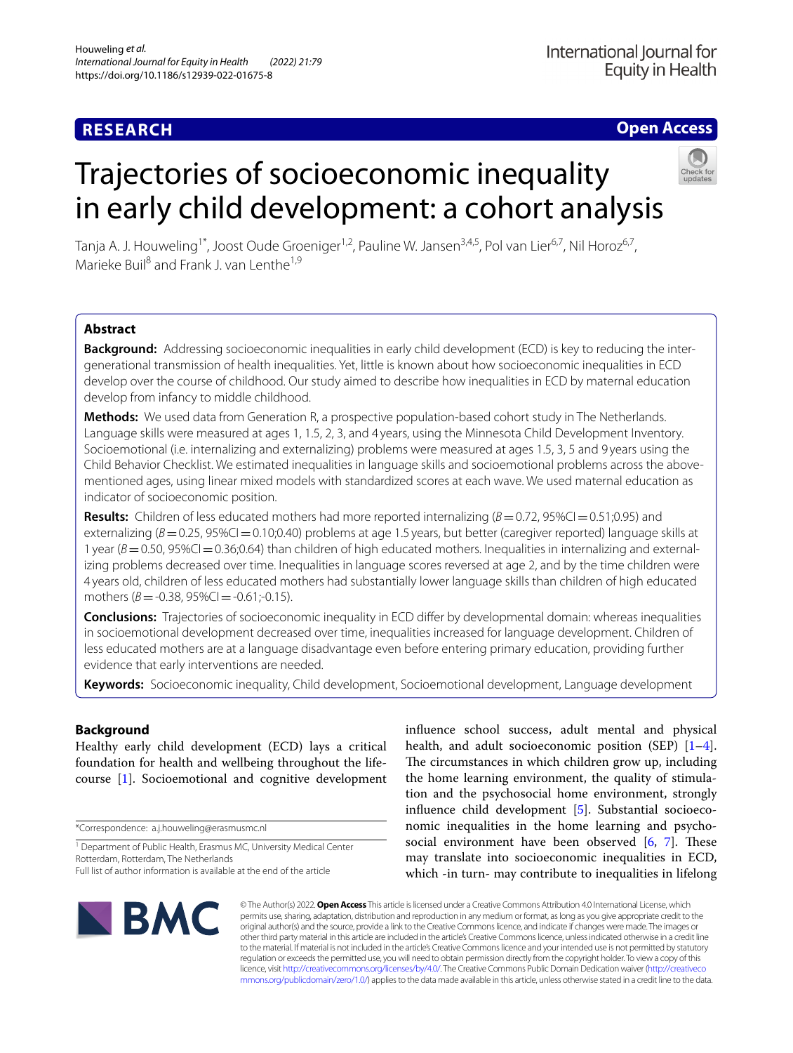**RESEARCH** **Open Access**

# Trajectories of socioeconomic inequality in early child development: a cohort analysis

Tanja A. J. Houweling[1*], Joost Oude Groeniger[1,2], Pauline W. Jansen[3,4,5], Pol van Lier[6,7], Nil Horoz[6,7], Marieke Buil[8] and Frank J. van Lenthe[1,9]

## Abstract

**Background:** Addressing socioeconomic inequalities in early child development (ECD) is key to reducing the intergenerational transmission of health inequalities. Yet, little is known about how socioeconomic inequalities in ECD develop over the course of childhood. Our study aimed to describe how inequalities in ECD by maternal education develop from infancy to middle childhood.

**Methods:** We used data from Generation R, a prospective population-based cohort study in The Netherlands. Language skills were measured at ages 1, 1.5, 2, 3, and 4 years, using the Minnesota Child Development Inventory. Socioemotional (i.e. internalizing and externalizing) problems were measured at ages 1.5, 3, 5 and 9 years using the Child Behavior Checklist. We estimated inequalities in language skills and socioemotional problems across the above-mentioned ages, using linear mixed models with standardized scores at each wave. We used maternal education as indicator of socioeconomic position.

**Results:** Children of less educated mothers had more reported internalizing ($B = 0.72$, 95%CI = 0.51;0.95) and externalizing ($B = 0.25$, 95%CI = 0.10;0.40) problems at age 1.5 years, but better (caregiver reported) language skills at 1 year ($B = 0.50$, 95%CI = 0.36;0.64) than children of high educated mothers. Inequalities in internalizing and externalizing problems decreased over time. Inequalities in language scores reversed at age 2, and by the time children were 4 years old, children of less educated mothers had substantially lower language skills than children of high educated mothers ($B = -0.38$, 95%CI = -0.61;-0.15).

**Conclusions:** Trajectories of socioeconomic inequality in ECD differ by developmental domain: whereas inequalities in socioemotional development decreased over time, inequalities increased for language development. Children of less educated mothers are at a language disadvantage even before entering primary education, providing further evidence that early interventions are needed.

**Keywords:** Socioeconomic inequality, Child development, Socioemotional development, Language development

## Background

Healthy early child development (ECD) lays a critical foundation for health and wellbeing throughout the life-course [1]. Socioemotional and cognitive development influence school success, adult mental and physical health, and adult socioeconomic position (SEP) [1–4]. The circumstances in which children grow up, including the home learning environment, the quality of stimulation and the psychosocial home environment, strongly influence child development [5]. Substantial socioeconomic inequalities in the home learning and psychosocial environment have been observed [6, 7]. These may translate into socioeconomic inequalities in ECD, which -in turn- may contribute to inequalities in lifelong

*Correspondence: a.j.houweling@erasmusmc.nl

[1] Department of Public Health, Erasmus MC, University Medical Center Rotterdam, Rotterdam, The Netherlands

Full list of author information is available at the end of the article

© The Author(s) 2022. **Open Access** This article is licensed under a Creative Commons Attribution 4.0 International License, which permits use, sharing, adaptation, distribution and reproduction in any medium or format, as long as you give appropriate credit to the original author(s) and the source, provide a link to the Creative Commons licence, and indicate if changes were made. The images or other third party material in this article are included in the article's Creative Commons licence, unless indicated otherwise in a credit line to the material. If material is not included in the article's Creative Commons licence and your intended use is not permitted by statutory regulation or exceeds the permitted use, you will need to obtain permission directly from the copyright holder. To view a copy of this licence, visit http://creativecommons.org/licenses/by/4.0/. The Creative Commons Public Domain Dedication waiver (http://creativecommons.org/publicdomain/zero/1.0/) applies to the data made available in this article, unless otherwise stated in a credit line to the data.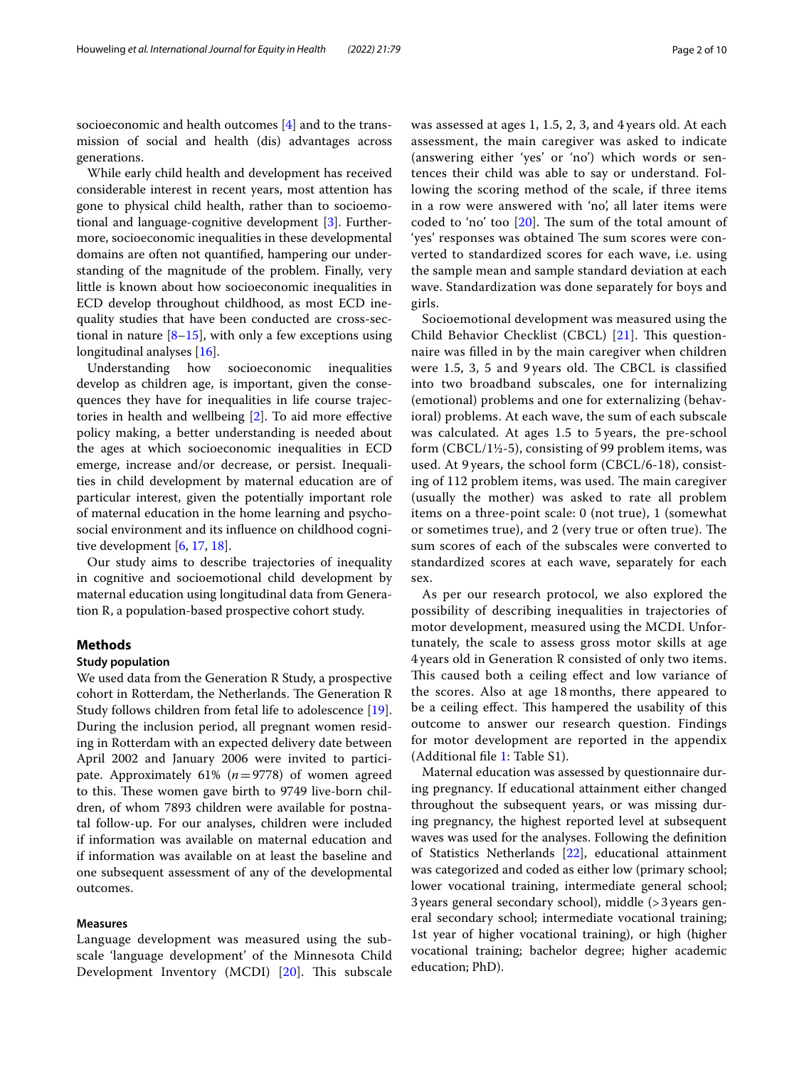socioeconomic and health outcomes [4] and to the transmission of social and health (dis) advantages across generations.

While early child health and development has received considerable interest in recent years, most attention has gone to physical child health, rather than to socioemotional and language-cognitive development [3]. Furthermore, socioeconomic inequalities in these developmental domains are often not quantified, hampering our understanding of the magnitude of the problem. Finally, very little is known about how socioeconomic inequalities in ECD develop throughout childhood, as most ECD inequality studies that have been conducted are cross-sectional in nature [8–15], with only a few exceptions using longitudinal analyses [16].

Understanding how socioeconomic inequalities develop as children age, is important, given the consequences they have for inequalities in life course trajectories in health and wellbeing [2]. To aid more effective policy making, a better understanding is needed about the ages at which socioeconomic inequalities in ECD emerge, increase and/or decrease, or persist. Inequalities in child development by maternal education are of particular interest, given the potentially important role of maternal education in the home learning and psychosocial environment and its influence on childhood cognitive development [6, 17, 18].

Our study aims to describe trajectories of inequality in cognitive and socioemotional child development by maternal education using longitudinal data from Generation R, a population-based prospective cohort study.

## Methods

### Study population

We used data from the Generation R Study, a prospective cohort in Rotterdam, the Netherlands. The Generation R Study follows children from fetal life to adolescence [19]. During the inclusion period, all pregnant women residing in Rotterdam with an expected delivery date between April 2002 and January 2006 were invited to participate. Approximately 61% ($n=9778$) of women agreed to this. These women gave birth to 9749 live-born children, of whom 7893 children were available for postnatal follow-up. For our analyses, children were included if information was available on maternal education and if information was available on at least the baseline and one subsequent assessment of any of the developmental outcomes.

### Measures

Language development was measured using the subscale 'language development' of the Minnesota Child Development Inventory (MCDI) [20]. This subscale was assessed at ages 1, 1.5, 2, 3, and 4 years old. At each assessment, the main caregiver was asked to indicate (answering either 'yes' or 'no') which words or sentences their child was able to say or understand. Following the scoring method of the scale, if three items in a row were answered with 'no', all later items were coded to 'no' too [20]. The sum of the total amount of 'yes' responses was obtained The sum scores were converted to standardized scores for each wave, i.e. using the sample mean and sample standard deviation at each wave. Standardization was done separately for boys and girls.

Socioemotional development was measured using the Child Behavior Checklist (CBCL) [21]. This questionnaire was filled in by the main caregiver when children were 1.5, 3, 5 and 9 years old. The CBCL is classified into two broadband subscales, one for internalizing (emotional) problems and one for externalizing (behavioral) problems. At each wave, the sum of each subscale was calculated. At ages 1.5 to 5 years, the pre-school form (CBCL/1½-5), consisting of 99 problem items, was used. At 9 years, the school form (CBCL/6-18), consisting of 112 problem items, was used. The main caregiver (usually the mother) was asked to rate all problem items on a three-point scale: 0 (not true), 1 (somewhat or sometimes true), and 2 (very true or often true). The sum scores of each of the subscales were converted to standardized scores at each wave, separately for each sex.

As per our research protocol, we also explored the possibility of describing inequalities in trajectories of motor development, measured using the MCDI. Unfortunately, the scale to assess gross motor skills at age 4 years old in Generation R consisted of only two items. This caused both a ceiling effect and low variance of the scores. Also at age 18 months, there appeared to be a ceiling effect. This hampered the usability of this outcome to answer our research question. Findings for motor development are reported in the appendix (Additional file 1: Table S1).

Maternal education was assessed by questionnaire during pregnancy. If educational attainment either changed throughout the subsequent years, or was missing during pregnancy, the highest reported level at subsequent waves was used for the analyses. Following the definition of Statistics Netherlands [22], educational attainment was categorized and coded as either low (primary school; lower vocational training, intermediate general school; 3 years general secondary school), middle (>3 years general secondary school; intermediate vocational training; 1st year of higher vocational training), or high (higher vocational training; bachelor degree; higher academic education; PhD).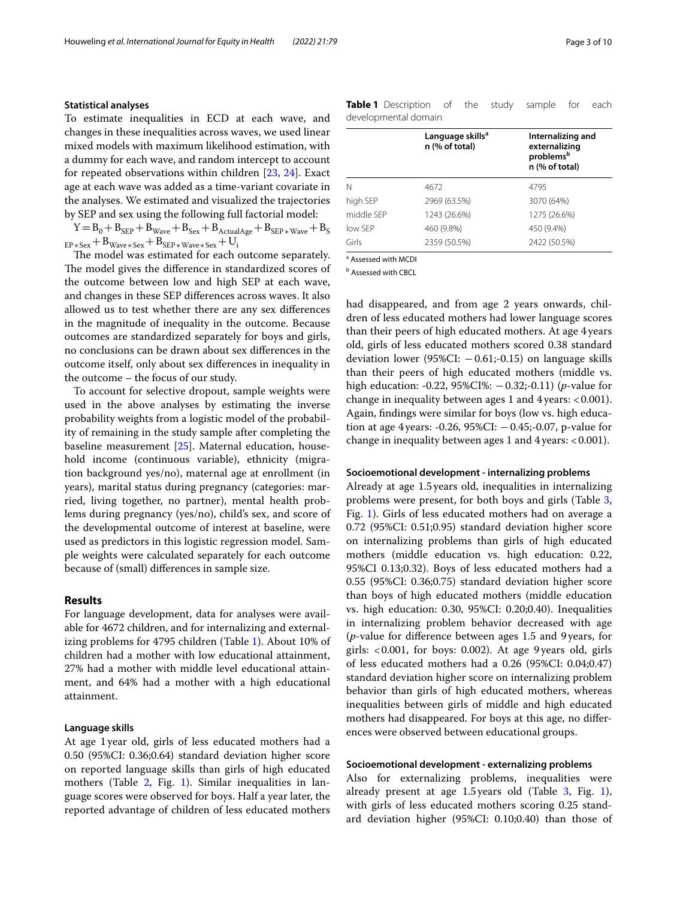### Statistical analyses

To estimate inequalities in ECD at each wave, and changes in these inequalities across waves, we used linear mixed models with maximum likelihood estimation, with a dummy for each wave, and random intercept to account for repeated observations within children [23, 24]. Exact age at each wave was added as a time-variant covariate in the analyses. We estimated and visualized the trajectories by SEP and sex using the following full factorial model:

$$Y = B_0 + B_{SEP} + B_{Wave} + B_{Sex} + B_{ActualAge} + B_{SEP*Wave} + B_{SEP*Sex} + B_{Wave*Sex} + B_{SEP*Wave*Sex} + U_i$$

The model was estimated for each outcome separately. The model gives the difference in standardized scores of the outcome between low and high SEP at each wave, and changes in these SEP differences across waves. It also allowed us to test whether there are any sex differences in the magnitude of inequality in the outcome. Because outcomes are standardized separately for boys and girls, no conclusions can be drawn about sex differences in the outcome itself, only about sex differences in inequality in the outcome – the focus of our study.

To account for selective dropout, sample weights were used in the above analyses by estimating the inverse probability weights from a logistic model of the probability of remaining in the study sample after completing the baseline measurement [25]. Maternal education, household income (continuous variable), ethnicity (migration background yes/no), maternal age at enrollment (in years), marital status during pregnancy (categories: married, living together, no partner), mental health problems during pregnancy (yes/no), child's sex, and score of the developmental outcome of interest at baseline, were used as predictors in this logistic regression model. Sample weights were calculated separately for each outcome because of (small) differences in sample size.

## Results

For language development, data for analyses were available for 4672 children, and for internalizing and externalizing problems for 4795 children (Table 1). About 10% of children had a mother with low educational attainment, 27% had a mother with middle level educational attainment, and 64% had a mother with a high educational attainment.

**Table 1** Description of the study sample for each developmental domain

| | Language skills[a] n (% of total) | Internalizing and externalizing problems[b] n (% of total) |
|---|---|---|
| N | 4672 | 4795 |
| high SEP | 2969 (63.5%) | 3070 (64%) |
| middle SEP | 1243 (26.6%) | 1275 (26.6%) |
| low SEP | 460 (9.8%) | 450 (9.4%) |
| Girls | 2359 (50.5%) | 2422 (50.5%) |

[a] Assessed with MCDI

[b] Assessed with CBCL

### Language skills

At age 1 year old, girls of less educated mothers had a 0.50 (95%CI: 0.36;0.64) standard deviation higher score on reported language skills than girls of high educated mothers (Table 2, Fig. 1). Similar inequalities in language scores were observed for boys. Half a year later, the reported advantage of children of less educated mothers had disappeared, and from age 2 years onwards, children of less educated mothers had lower language scores than their peers of high educated mothers. At age 4 years old, girls of less educated mothers scored 0.38 standard deviation lower (95%CI: −0.61;-0.15) on language skills than their peers of high educated mothers (middle vs. high education: -0.22, 95%CI%: −0.32;-0.11) ($p$-value for change in inequality between ages 1 and 4 years: <0.001). Again, findings were similar for boys (low vs. high education at age 4 years: -0.26, 95%CI: −0.45;-0.07, p-value for change in inequality between ages 1 and 4 years: <0.001).

### Socioemotional development - internalizing problems

Already at age 1.5 years old, inequalities in internalizing problems were present, for both boys and girls (Table 3, Fig. 1). Girls of less educated mothers had on average a 0.72 (95%CI: 0.51;0.95) standard deviation higher score on internalizing problems than girls of high educated mothers (middle education vs. high education: 0.22, 95%CI 0.13;0.32). Boys of less educated mothers had a 0.55 (95%CI: 0.36;0.75) standard deviation higher score than boys of high educated mothers (middle education vs. high education: 0.30, 95%CI: 0.20;0.40). Inequalities in internalizing problem behavior decreased with age ($p$-value for difference between ages 1.5 and 9 years, for girls: <0.001, for boys: 0.002). At age 9 years old, girls of less educated mothers had a 0.26 (95%CI: 0.04;0.47) standard deviation higher score on internalizing problem behavior than girls of high educated mothers, whereas inequalities between girls of middle and high educated mothers had disappeared. For boys at this age, no differences were observed between educational groups.

### Socioemotional development - externalizing problems

Also for externalizing problems, inequalities were already present at age 1.5 years old (Table 3, Fig. 1), with girls of less educated mothers scoring 0.25 standard deviation higher (95%CI: 0.10;0.40) than those of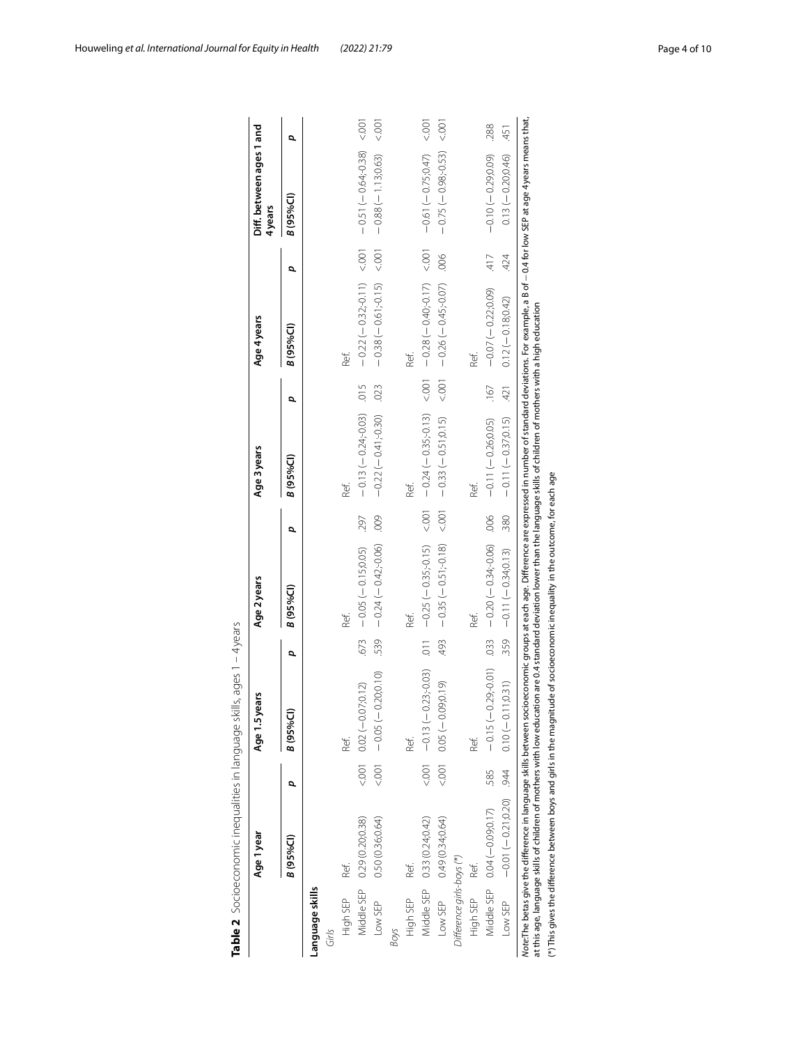**Table 2** Socioeconomic inequalities in language skills, ages 1 – 4 years

| | Age 1 year | | Age 1.5 years | | Age 2 years | | Age 3 years | | Age 4 years | | Diff. between ages 1 and 4 years | |
|---|---|---|---|---|---|---|---|---|---|---|---|---|
| | *B* (95%CI) | *p* | *B* (95%CI) | *p* | *B* (95%CI) | *p* | *B* (95%CI) | *p* | *B* (95%CI) | *p* | *B* (95%CI) | *p* |
| **Language skills** | | | | | | | | | | | | |
| *Girls* | | | | | | | | | | | | |
| High SEP | Ref. | | Ref. | | Ref. | | Ref. | | Ref. | | | |
| Middle SEP | 0.29 (0.20;0.38) | <.001 | 0.02 (−0.07;0.12) | .673 | −0.05 (−0.15;0.05) | .297 | −0.13 (−0.24;-0.03) | .015 | −0.22 (−0.32;-0.11) | <.001 | −0.51 (−0.64;-0.38) | <.001 |
| Low SEP | 0.50 (0.36;0.64) | <.001 | −0.05 (−0.20;0.10) | .539 | −0.24 (−0.42;-0.06) | .009 | −0.22 (−0.41;-0.30) | .023 | −0.38 (−0.61;-0.15) | <.001 | −0.88 (−1.13;0.63) | <.001 |
| *Boys* | | | | | | | | | | | | |
| High SEP | Ref. | | Ref. | | Ref. | | Ref. | | Ref. | | | |
| Middle SEP | 0.33 (0.24;0.42) | <.001 | −0.13 (−0.23;-0.03) | .011 | −0.25 (−0.35;-0.15) | <.001 | −0.24 (−0.35;-0.13) | <.001 | −0.28 (−0.40;-0.17) | <.001 | −0.61 (−0.75;0.47) | <.001 |
| Low SEP | 0.49 (0.34;0.64) | <.001 | 0.05 (−0.09;0.19) | .493 | −0.35 (−0.51;-0.18) | <.001 | −0.33 (−0.51;0.15) | <.001 | −0.26 (−0.45;-0.07) | .006 | −0.75 (−0.98;-0.53) | <.001 |
| *Difference girls-boys (\*)* | | | | | | | | | | | | |
| High SEP | Ref. | | Ref. | | Ref. | | Ref. | | Ref. | | | |
| Middle SEP | 0.04 (−0.09;0.17) | .585 | −0.15 (−0.29;-0.01) | .033 | −0.20 (−0.34;-0.06) | .006 | −0.11 (−0.26;0.05) | .167 | −0.07 (−0.22;0.09) | .417 | −0.10 (−0.29;0.09) | .288 |
| Low SEP | −0.01 (−0.21;0.20) | .944 | 0.10 (−0.11;0.31) | .359 | −0.11 (−0.34;0.13) | .380 | −0.11 (−0.37;0.15) | .421 | 0.12 (−0.18;0.42) | .424 | 0.13 (−0.20;0.46) | .451 |

*Note*:The betas give the difference in language skills between socioeconomic groups at each age. Difference are expressed in number of standard deviations. For example, a B of −0.4 for low SEP at age 4 years means that, at this age, language skills of children of mothers with low education are 0.4 standard deviation lower than the language skills of children of mothers with a high education

(\*) This gives the difference between boys and girls in the magnitude of socioeconomic inequality in the outcome, for each age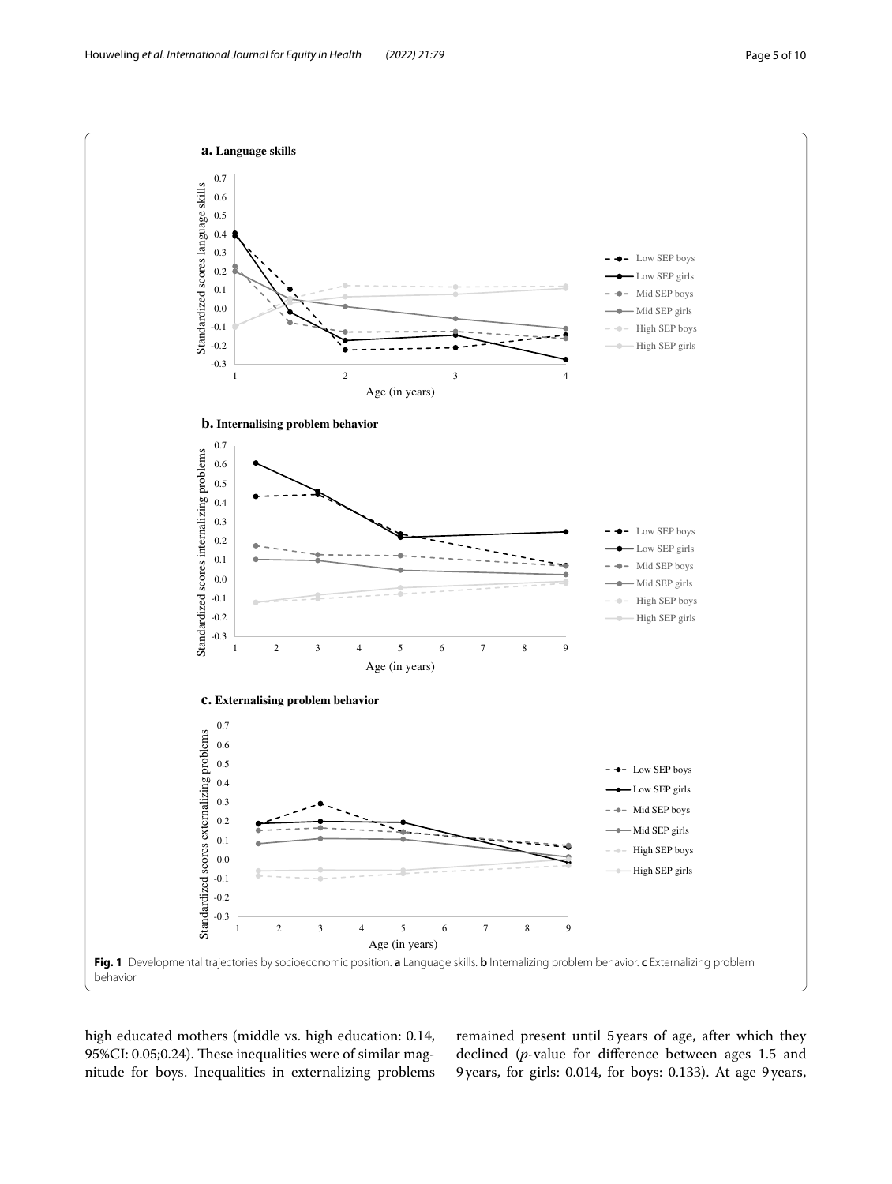Fig. 1 Developmental trajectories by socioeconomic position. **a** Language skills. **b** Internalizing problem behavior. **c** Externalizing problem behavior

high educated mothers (middle vs. high education: 0.14, 95%CI: 0.05;0.24). These inequalities were of similar magnitude for boys. Inequalities in externalizing problems remained present until 5 years of age, after which they declined (*p*-value for difference between ages 1.5 and 9 years, for girls: 0.014, for boys: 0.133). At age 9 years,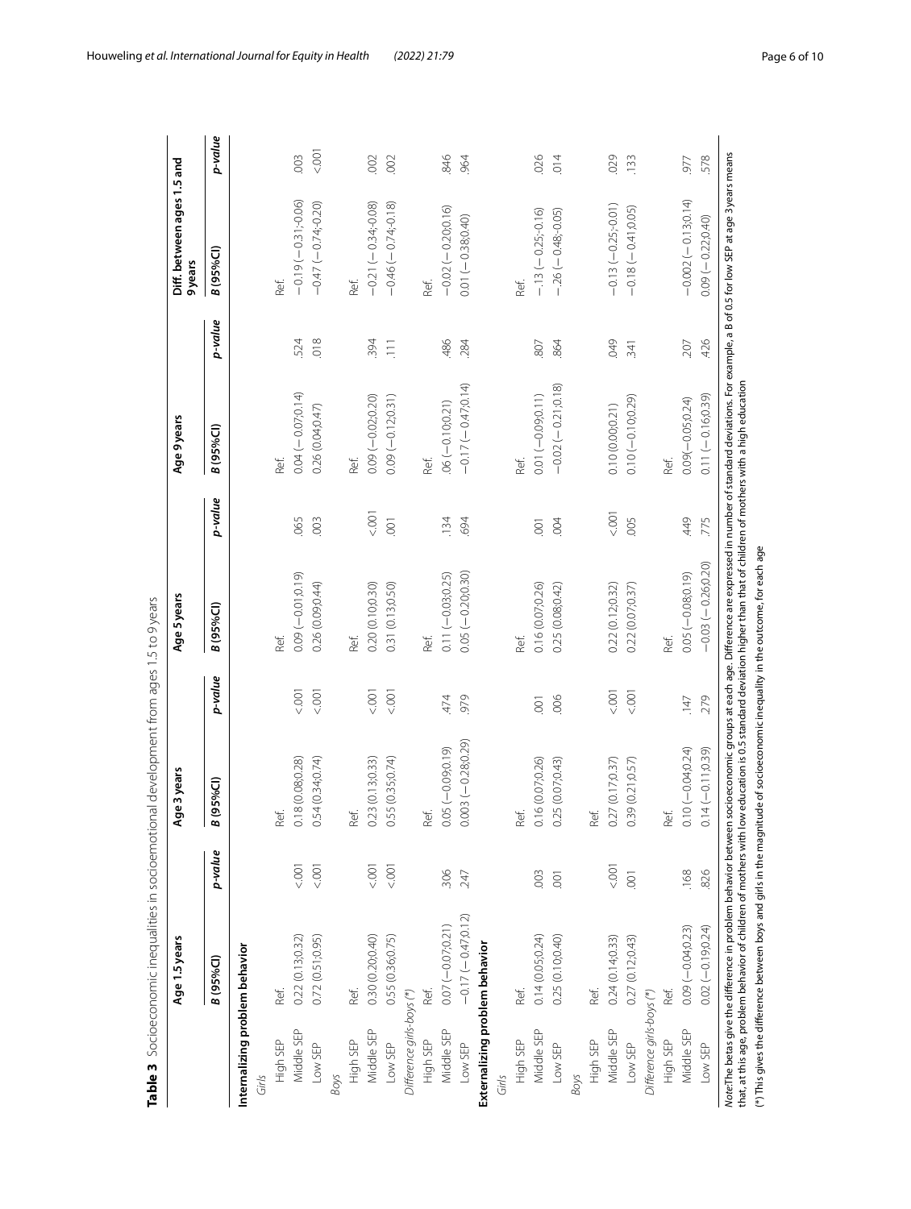**Table 3** Socioeconomic inequalities in socioemotional development from ages 1.5 to 9 years

| | Age 1.5 years | | Age 3 years | | Age 5 years | | Age 9 years | | Diff. between ages 1.5 and 9 years | |
|---|---|---|---|---|---|---|---|---|---|---|
| | *B* (95%CI) | *p-value* | *B* (95%CI) | *p-value* | *B* (95%CI) | *p-value* | *B* (95%CI) | *p-value* | *B* (95%CI) | *p-value* |
| **Internalizing problem behavior** | | | | | | | | | | |
| *Girls* | | | | | | | | | | |
| High SEP | Ref. | | Ref. | | Ref. | | Ref. | | Ref. | |
| Middle SEP | 0.22 (0.13;0.32) | <.001 | 0.18 (0.08;0.28) | <.001 | 0.09 (−0.01;0.19) | .065 | 0.04 (−0.07;0.14) | .524 | −0.19 (−0.31;-0.06) | .003 |
| Low SEP | 0.72 (0.51;0.95) | <.001 | 0.54 (0.34;0.74) | <.001 | 0.26 (0.09;0.44) | .003 | 0.26 (0.04;0.47) | .018 | −0.47 (−0.74;-0.20) | <.001 |
| *Boys* | | | | | | | | | | |
| High SEP | Ref. | | Ref. | | Ref. | | Ref. | | Ref. | |
| Middle SEP | 0.30 (0.20;0.40) | <.001 | 0.23 (0.13;0.33) | <.001 | 0.20 (0.10;0.30) | <.001 | 0.09 (−0.02;0.20) | .394 | −0.21 (−0.34;-0.08) | .002 |
| Low SEP | 0.55 (0.36;0.75) | <.001 | 0.55 (0.35;0.74) | <.001 | 0.31 (0.13;0.50) | .001 | 0.09 (−0.12;0.31) | .111 | −0.46 (−0.74;-0.18) | .002 |
| *Difference girls-boys (\*)* | | | | | | | | | | |
| High SEP | Ref. | | Ref. | | Ref. | | Ref. | | Ref. | |
| Middle SEP | 0.07 (−0.07;0.21) | .306 | 0.05 (−0.09;0.19) | .474 | 0.11 (−0.03;0.25) | .134 | .06 (−0.10;0.21) | .486 | −0.02 (−0.20;0.16) | .846 |
| Low SEP | −0.17 (−0.47;0.12) | .247 | 0.003 (−0.28;0.29) | .979 | 0.05 (−0.20;0.30) | .694 | −0.17 (−0.47;0.14) | .284 | 0.01 (−0.38;0.40) | .964 |
| **Externalizing problem behavior** | | | | | | | | | | |
| *Girls* | | | | | | | | | | |
| High SEP | Ref. | | Ref. | | Ref. | | Ref. | | Ref. | |
| Middle SEP | 0.14 (0.05;0.24) | .003 | 0.16 (0.07;0.26) | .001 | 0.16 (0.07;0.26) | .001 | 0.01 (−0.09;0.11) | .807 | −.13 (−0.25;-0.16) | .026 |
| Low SEP | 0.25 (0.10;0.40) | .001 | 0.25 (0.07;0.43) | .006 | 0.25 (0.08;0.42) | .004 | −0.02 (−0.21;0.18) | .864 | −.26 (−0.48;-0.05) | .014 |
| *Boys* | | | | | | | | | | |
| High SEP | Ref. | | Ref. | | Ref. | | Ref. | | Ref. | |
| Middle SEP | 0.24 (0.14;0.33) | <.001 | 0.27 (0.17;0.37) | <.001 | 0.22 (0.12;0.32) | <.001 | 0.10 (0.00;0.21) | .049 | −0.13 (−0.25;-0.01) | .029 |
| Low SEP | 0.27 (0.12;0.43) | .001 | 0.39 (0.21;0.57) | <.001 | 0.22 (0.07;0.37) | .005 | 0.10 (−0.10;0.29) | .341 | −0.18 (−0.41;0.05) | .133 |
| *Difference girls-boys (\*)* | | | | | | | | | | |
| High SEP | Ref. | | Ref. | | Ref. | | Ref. | | Ref. | |
| Middle SEP | 0.09 (−0.04;0.23) | .168 | 0.10 (−0.04;0.24) | .147 | 0.05 (−0.08;0.19) | .449 | 0.09(−0.05;0.24) | .207 | −0.002 (−0.13;0.14) | .977 |
| Low SEP | 0.02 (−0.19;0.24) | .826 | 0.14 (−0.11;0.39) | .279 | −0.03 (−0.26;0.20) | .775 | 0.11 (−0.16;0.39) | .426 | 0.09 (−0.22;0.40) | .578 |

*Note*:The betas give the difference in problem behavior between socioeconomic groups at each age. Difference are expressed in number of standard deviations. For example, a B of 0.5 for low SEP at age 3 years means that, at this age, problem behavior of children of mothers with low education is 0.5 standard deviation higher than that of children of mothers with a high education

(\*) This gives the difference between boys and girls in the magnitude of socioeconomic inequality in the outcome, for each age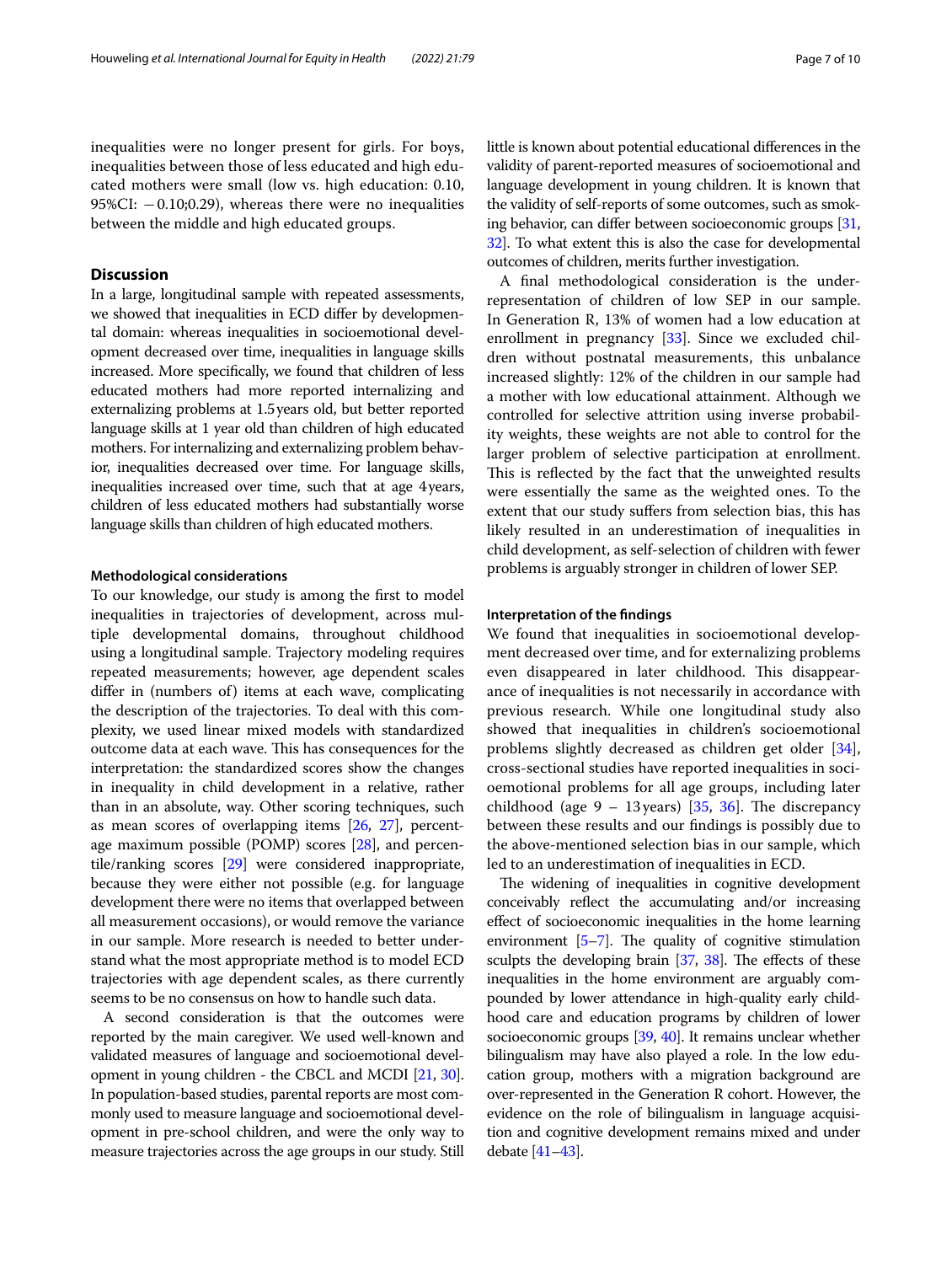inequalities were no longer present for girls. For boys, inequalities between those of less educated and high educated mothers were small (low vs. high education: 0.10, 95%CI: −0.10;0.29), whereas there were no inequalities between the middle and high educated groups.

## Discussion

In a large, longitudinal sample with repeated assessments, we showed that inequalities in ECD differ by developmental domain: whereas inequalities in socioemotional development decreased over time, inequalities in language skills increased. More specifically, we found that children of less educated mothers had more reported internalizing and externalizing problems at 1.5 years old, but better reported language skills at 1 year old than children of high educated mothers. For internalizing and externalizing problem behavior, inequalities decreased over time. For language skills, inequalities increased over time, such that at age 4 years, children of less educated mothers had substantially worse language skills than children of high educated mothers.

### Methodological considerations

To our knowledge, our study is among the first to model inequalities in trajectories of development, across multiple developmental domains, throughout childhood using a longitudinal sample. Trajectory modeling requires repeated measurements; however, age dependent scales differ in (numbers of) items at each wave, complicating the description of the trajectories. To deal with this complexity, we used linear mixed models with standardized outcome data at each wave. This has consequences for the interpretation: the standardized scores show the changes in inequality in child development in a relative, rather than in an absolute, way. Other scoring techniques, such as mean scores of overlapping items [26, 27], percentage maximum possible (POMP) scores [28], and percentile/ranking scores [29] were considered inappropriate, because they were either not possible (e.g. for language development there were no items that overlapped between all measurement occasions), or would remove the variance in our sample. More research is needed to better understand what the most appropriate method is to model ECD trajectories with age dependent scales, as there currently seems to be no consensus on how to handle such data.

A second consideration is that the outcomes were reported by the main caregiver. We used well-known and validated measures of language and socioemotional development in young children - the CBCL and MCDI [21, 30]. In population-based studies, parental reports are most commonly used to measure language and socioemotional development in pre-school children, and were the only way to measure trajectories across the age groups in our study. Still little is known about potential educational differences in the validity of parent-reported measures of socioemotional and language development in young children. It is known that the validity of self-reports of some outcomes, such as smoking behavior, can differ between socioeconomic groups [31, 32]. To what extent this is also the case for developmental outcomes of children, merits further investigation.

A final methodological consideration is the underrepresentation of children of low SEP in our sample. In Generation R, 13% of women had a low education at enrollment in pregnancy [33]. Since we excluded children without postnatal measurements, this unbalance increased slightly: 12% of the children in our sample had a mother with low educational attainment. Although we controlled for selective attrition using inverse probability weights, these weights are not able to control for the larger problem of selective participation at enrollment. This is reflected by the fact that the unweighted results were essentially the same as the weighted ones. To the extent that our study suffers from selection bias, this has likely resulted in an underestimation of inequalities in child development, as self-selection of children with fewer problems is arguably stronger in children of lower SEP.

### Interpretation of the findings

We found that inequalities in socioemotional development decreased over time, and for externalizing problems even disappeared in later childhood. This disappearance of inequalities is not necessarily in accordance with previous research. While one longitudinal study also showed that inequalities in children's socioemotional problems slightly decreased as children get older [34], cross-sectional studies have reported inequalities in socioemotional problems for all age groups, including later childhood (age 9 – 13 years) [35, 36]. The discrepancy between these results and our findings is possibly due to the above-mentioned selection bias in our sample, which led to an underestimation of inequalities in ECD.

The widening of inequalities in cognitive development conceivably reflect the accumulating and/or increasing effect of socioeconomic inequalities in the home learning environment [5–7]. The quality of cognitive stimulation sculpts the developing brain [37, 38]. The effects of these inequalities in the home environment are arguably compounded by lower attendance in high-quality early childhood care and education programs by children of lower socioeconomic groups [39, 40]. It remains unclear whether bilingualism may have also played a role. In the low education group, mothers with a migration background are over-represented in the Generation R cohort. However, the evidence on the role of bilingualism in language acquisition and cognitive development remains mixed and under debate [41–43].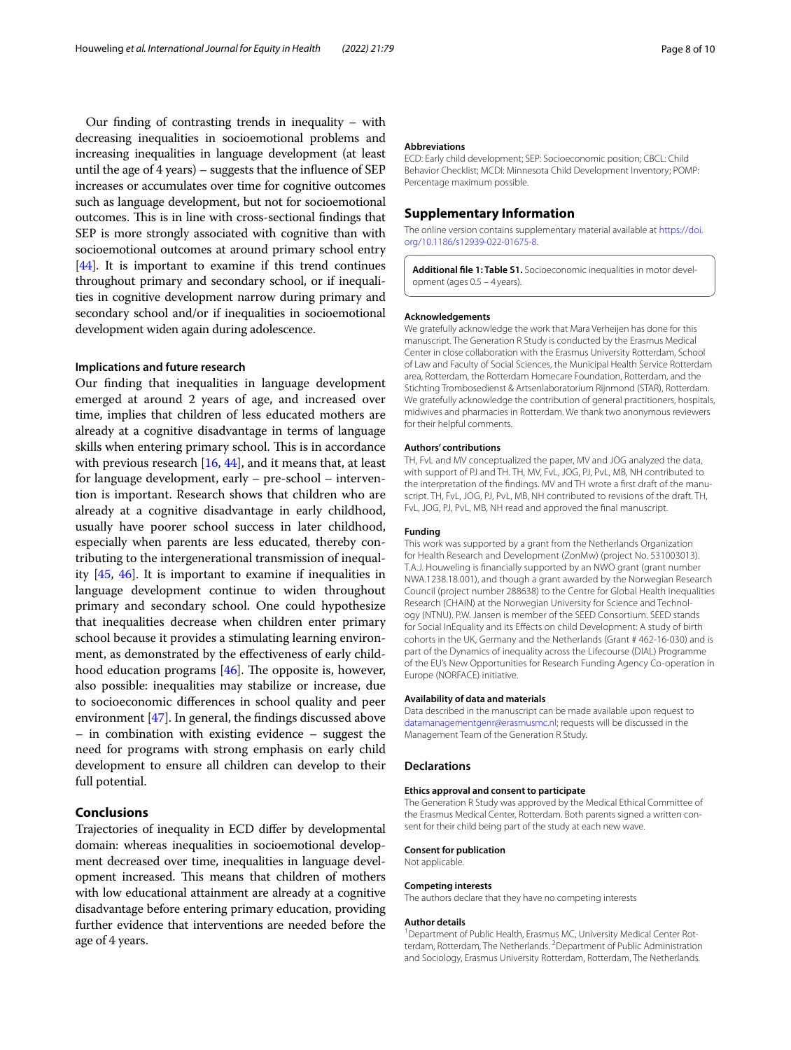Our finding of contrasting trends in inequality – with decreasing inequalities in socioemotional problems and increasing inequalities in language development (at least until the age of 4 years) – suggests that the influence of SEP increases or accumulates over time for cognitive outcomes such as language development, but not for socioemotional outcomes. This is in line with cross-sectional findings that SEP is more strongly associated with cognitive than with socioemotional outcomes at around primary school entry [44]. It is important to examine if this trend continues throughout primary and secondary school, or if inequalities in cognitive development narrow during primary and secondary school and/or if inequalities in socioemotional development widen again during adolescence.

### Implications and future research

Our finding that inequalities in language development emerged at around 2 years of age, and increased over time, implies that children of less educated mothers are already at a cognitive disadvantage in terms of language skills when entering primary school. This is in accordance with previous research [16, 44], and it means that, at least for language development, early – pre-school – intervention is important. Research shows that children who are already at a cognitive disadvantage in early childhood, usually have poorer school success in later childhood, especially when parents are less educated, thereby contributing to the intergenerational transmission of inequality [45, 46]. It is important to examine if inequalities in language development continue to widen throughout primary and secondary school. One could hypothesize that inequalities decrease when children enter primary school because it provides a stimulating learning environment, as demonstrated by the effectiveness of early childhood education programs [46]. The opposite is, however, also possible: inequalities may stabilize or increase, due to socioeconomic differences in school quality and peer environment [47]. In general, the findings discussed above – in combination with existing evidence – suggest the need for programs with strong emphasis on early child development to ensure all children can develop to their full potential.

## Conclusions

Trajectories of inequality in ECD differ by developmental domain: whereas inequalities in socioemotional development decreased over time, inequalities in language development increased. This means that children of mothers with low educational attainment are already at a cognitive disadvantage before entering primary education, providing further evidence that interventions are needed before the age of 4 years.

#### Abbreviations

ECD: Early child development; SEP: Socioeconomic position; CBCL: Child Behavior Checklist; MCDI: Minnesota Child Development Inventory; POMP: Percentage maximum possible.

## Supplementary Information

The online version contains supplementary material available at https://doi.org/10.1186/s12939-022-01675-8.

**Additional file 1: Table S1.** Socioeconomic inequalities in motor development (ages 0.5 – 4 years).

#### Acknowledgements

We gratefully acknowledge the work that Mara Verheijen has done for this manuscript. The Generation R Study is conducted by the Erasmus Medical Center in close collaboration with the Erasmus University Rotterdam, School of Law and Faculty of Social Sciences, the Municipal Health Service Rotterdam area, Rotterdam, the Rotterdam Homecare Foundation, Rotterdam, and the Stichting Trombosedienst & Artsenlaboratorium Rijnmond (STAR), Rotterdam. We gratefully acknowledge the contribution of general practitioners, hospitals, midwives and pharmacies in Rotterdam. We thank two anonymous reviewers for their helpful comments.

#### Authors' contributions

TH, FvL and MV conceptualized the paper, MV and JOG analyzed the data, with support of PJ and TH. TH, MV, FvL, JOG, PJ, PvL, MB, NH contributed to the interpretation of the findings. MV and TH wrote a first draft of the manuscript. TH, FvL, JOG, PJ, PvL, MB, NH contributed to revisions of the draft. TH, FvL, JOG, PJ, PvL, MB, NH read and approved the final manuscript.

#### Funding

This work was supported by a grant from the Netherlands Organization for Health Research and Development (ZonMw) (project No. 531003013). T.A.J. Houweling is financially supported by an NWO grant (grant number NWA.1238.18.001), and though a grant awarded by the Norwegian Research Council (project number 288638) to the Centre for Global Health Inequalities Research (CHAIN) at the Norwegian University for Science and Technology (NTNU). P.W. Jansen is member of the SEED Consortium. SEED stands for Social InEquality and its Effects on child Development: A study of birth cohorts in the UK, Germany and the Netherlands (Grant # 462-16-030) and is part of the Dynamics of inequality across the Lifecourse (DIAL) Programme of the EU's New Opportunities for Research Funding Agency Co-operation in Europe (NORFACE) initiative.

#### Availability of data and materials

Data described in the manuscript can be made available upon request to datamanagementgenr@erasmusmc.nl; requests will be discussed in the Management Team of the Generation R Study.

## Declarations

#### Ethics approval and consent to participate

The Generation R Study was approved by the Medical Ethical Committee of the Erasmus Medical Center, Rotterdam. Both parents signed a written consent for their child being part of the study at each new wave.

#### Consent for publication

Not applicable.

#### Competing interests

The authors declare that they have no competing interests

#### Author details

[1]Department of Public Health, Erasmus MC, University Medical Center Rotterdam, Rotterdam, The Netherlands. [2]Department of Public Administration and Sociology, Erasmus University Rotterdam, Rotterdam, The Netherlands.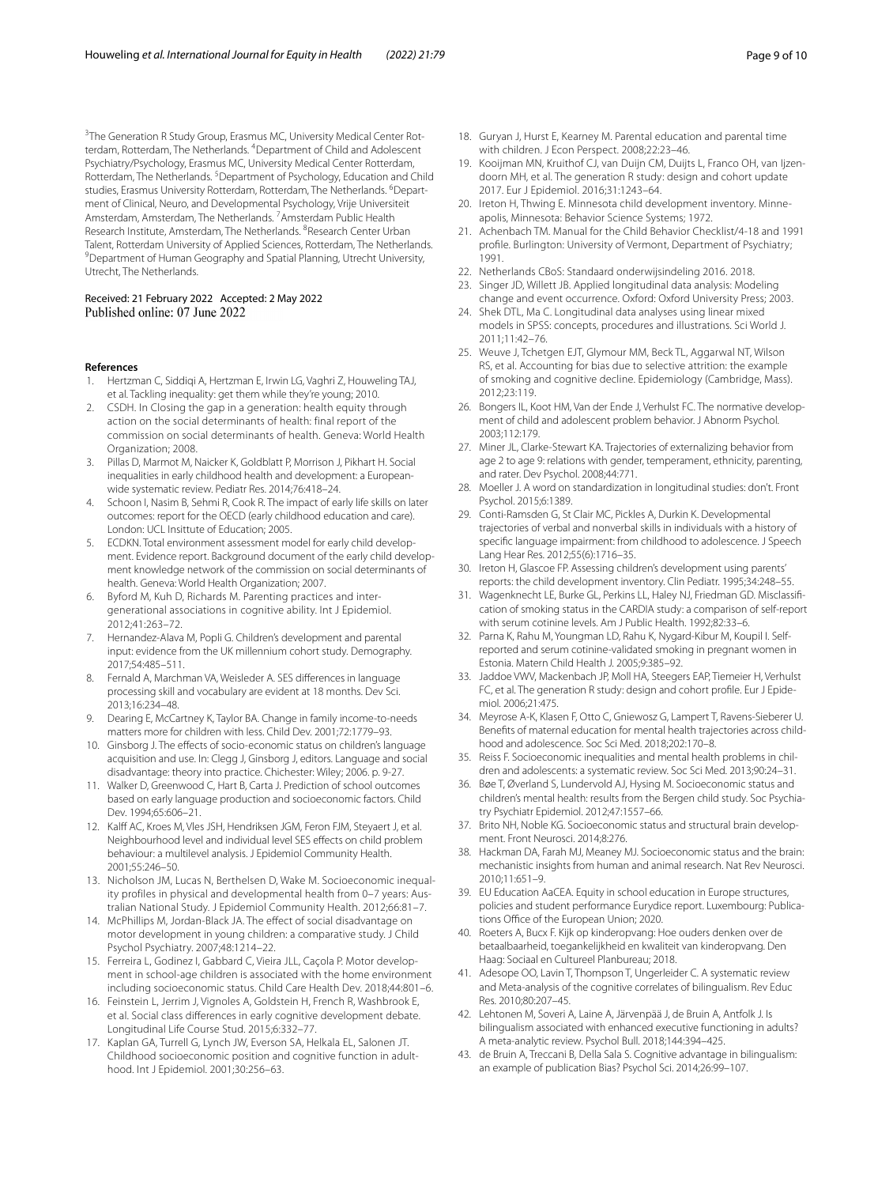[3]The Generation R Study Group, Erasmus MC, University Medical Center Rotterdam, Rotterdam, The Netherlands. [4]Department of Child and Adolescent Psychiatry/Psychology, Erasmus MC, University Medical Center Rotterdam, Rotterdam, The Netherlands. [5]Department of Psychology, Education and Child studies, Erasmus University Rotterdam, Rotterdam, The Netherlands. [6]Department of Clinical, Neuro, and Developmental Psychology, Vrije Universiteit Amsterdam, Amsterdam, The Netherlands. [7]Amsterdam Public Health Research Institute, Amsterdam, The Netherlands. [8]Research Center Urban Talent, Rotterdam University of Applied Sciences, Rotterdam, The Netherlands. [9]Department of Human Geography and Spatial Planning, Utrecht University, Utrecht, The Netherlands.

Received: 21 February 2022 Accepted: 2 May 2022
Published online: 07 June 2022

## References

1. Hertzman C, Siddiqi A, Hertzman E, Irwin LG, Vaghri Z, Houweling TAJ, et al. Tackling inequality: get them while they're young; 2010.
2. CSDH. In Closing the gap in a generation: health equity through action on the social determinants of health: final report of the commission on social determinants of health. Geneva: World Health Organization; 2008.
3. Pillas D, Marmot M, Naicker K, Goldblatt P, Morrison J, Pikhart H. Social inequalities in early childhood health and development: a European-wide systematic review. Pediatr Res. 2014;76:418–24.
4. Schoon I, Nasim B, Sehmi R, Cook R. The impact of early life skills on later outcomes: report for the OECD (early childhood education and care). London: UCL Insittute of Education; 2005.
5. ECDKN. Total environment assessment model for early child development. Evidence report. Background document of the early child development knowledge network of the commission on social determinants of health. Geneva: World Health Organization; 2007.
6. Byford M, Kuh D, Richards M. Parenting practices and intergenerational associations in cognitive ability. Int J Epidemiol. 2012;41:263–72.
7. Hernandez-Alava M, Popli G. Children's development and parental input: evidence from the UK millennium cohort study. Demography. 2017;54:485–511.
8. Fernald A, Marchman VA, Weisleder A. SES differences in language processing skill and vocabulary are evident at 18 months. Dev Sci. 2013;16:234–48.
9. Dearing E, McCartney K, Taylor BA. Change in family income-to-needs matters more for children with less. Child Dev. 2001;72:1779–93.
10. Ginsborg J. The effects of socio-economic status on children's language acquisition and use. In: Clegg J, Ginsborg J, editors. Language and social disadvantage: theory into practice. Chichester: Wiley; 2006. p. 9-27.
11. Walker D, Greenwood C, Hart B, Carta J. Prediction of school outcomes based on early language production and socioeconomic factors. Child Dev. 1994;65:606–21.
12. Kalff AC, Kroes M, Vles JSH, Hendriksen JGM, Feron FJM, Steyaert J, et al. Neighbourhood level and individual level SES effects on child problem behaviour: a multilevel analysis. J Epidemiol Community Health. 2001;55:246–50.
13. Nicholson JM, Lucas N, Berthelsen D, Wake M. Socioeconomic inequality profiles in physical and developmental health from 0–7 years: Australian National Study. J Epidemiol Community Health. 2012;66:81–7.
14. McPhillips M, Jordan-Black JA. The effect of social disadvantage on motor development in young children: a comparative study. J Child Psychol Psychiatry. 2007;48:1214–22.
15. Ferreira L, Godinez I, Gabbard C, Vieira JLL, Caçola P. Motor development in school-age children is associated with the home environment including socioeconomic status. Child Care Health Dev. 2018;44:801–6.
16. Feinstein L, Jerrim J, Vignoles A, Goldstein H, French R, Washbrook E, et al. Social class differences in early cognitive development debate. Longitudinal Life Course Stud. 2015;6:332–77.
17. Kaplan GA, Turrell G, Lynch JW, Everson SA, Helkala EL, Salonen JT. Childhood socioeconomic position and cognitive function in adulthood. Int J Epidemiol. 2001;30:256–63.
18. Guryan J, Hurst E, Kearney M. Parental education and parental time with children. J Econ Perspect. 2008;22:23–46.
19. Kooijman MN, Kruithof CJ, van Duijn CM, Duijts L, Franco OH, van Ijzendoorn MH, et al. The generation R study: design and cohort update 2017. Eur J Epidemiol. 2016;31:1243–64.
20. Ireton H, Thwing E. Minnesota child development inventory. Minneapolis, Minnesota: Behavior Science Systems; 1972.
21. Achenbach TM. Manual for the Child Behavior Checklist/4-18 and 1991 profile. Burlington: University of Vermont, Department of Psychiatry; 1991.
22. Netherlands CBoS: Standaard onderwijsindeling 2016. 2018.
23. Singer JD, Willett JB. Applied longitudinal data analysis: Modeling change and event occurrence. Oxford: Oxford University Press; 2003.
24. Shek DTL, Ma C. Longitudinal data analyses using linear mixed models in SPSS: concepts, procedures and illustrations. Sci World J. 2011;11:42–76.
25. Weuve J, Tchetgen EJT, Glymour MM, Beck TL, Aggarwal NT, Wilson RS, et al. Accounting for bias due to selective attrition: the example of smoking and cognitive decline. Epidemiology (Cambridge, Mass). 2012;23:119.
26. Bongers IL, Koot HM, Van der Ende J, Verhulst FC. The normative development of child and adolescent problem behavior. J Abnorm Psychol. 2003;112:179.
27. Miner JL, Clarke-Stewart KA. Trajectories of externalizing behavior from age 2 to age 9: relations with gender, temperament, ethnicity, parenting, and rater. Dev Psychol. 2008;44:771.
28. Moeller J. A word on standardization in longitudinal studies: don't. Front Psychol. 2015;6:1389.
29. Conti-Ramsden G, St Clair MC, Pickles A, Durkin K. Developmental trajectories of verbal and nonverbal skills in individuals with a history of specific language impairment: from childhood to adolescence. J Speech Lang Hear Res. 2012;55(6):1716–35.
30. Ireton H, Glascoe FP. Assessing children's development using parents' reports: the child development inventory. Clin Pediatr. 1995;34:248–55.
31. Wagenknecht LE, Burke GL, Perkins LL, Haley NJ, Friedman GD. Misclassification of smoking status in the CARDIA study: a comparison of self-report with serum cotinine levels. Am J Public Health. 1992;82:33–6.
32. Parna K, Rahu M, Youngman LD, Rahu K, Nygard-Kibur M, Koupil I. Self-reported and serum cotinine-validated smoking in pregnant women in Estonia. Matern Child Health J. 2005;9:385–92.
33. Jaddoe VWV, Mackenbach JP, Moll HA, Steegers EAP, Tiemeier H, Verhulst FC, et al. The generation R study: design and cohort profile. Eur J Epidemiol. 2006;21:475.
34. Meyrose A-K, Klasen F, Otto C, Gniewosz G, Lampert T, Ravens-Sieberer U. Benefits of maternal education for mental health trajectories across childhood and adolescence. Soc Sci Med. 2018;202:170–8.
35. Reiss F. Socioeconomic inequalities and mental health problems in children and adolescents: a systematic review. Soc Sci Med. 2013;90:24–31.
36. Bøe T, Øverland S, Lundervold AJ, Hysing M. Socioeconomic status and children's mental health: results from the Bergen child study. Soc Psychiatry Psychiatr Epidemiol. 2012;47:1557–66.
37. Brito NH, Noble KG. Socioeconomic status and structural brain development. Front Neurosci. 2014;8:276.
38. Hackman DA, Farah MJ, Meaney MJ. Socioeconomic status and the brain: mechanistic insights from human and animal research. Nat Rev Neurosci. 2010;11:651–9.
39. EU Education AaCEA. Equity in school education in Europe structures, policies and student performance Eurydice report. Luxembourg: Publications Office of the European Union; 2020.
40. Roeters A, Bucx F. Kijk op kinderopvang: Hoe ouders denken over de betaalbaarheid, toegankelijkheid en kwaliteit van kinderopvang. Den Haag: Sociaal en Cultureel Planbureau; 2018.
41. Adesope OO, Lavin T, Thompson T, Ungerleider C. A systematic review and Meta-analysis of the cognitive correlates of bilingualism. Rev Educ Res. 2010;80:207–45.
42. Lehtonen M, Soveri A, Laine A, Järvenpää J, de Bruin A, Antfolk J. Is bilingualism associated with enhanced executive functioning in adults? A meta-analytic review. Psychol Bull. 2018;144:394–425.
43. de Bruin A, Treccani B, Della Sala S. Cognitive advantage in bilingualism: an example of publication Bias? Psychol Sci. 2014;26:99–107.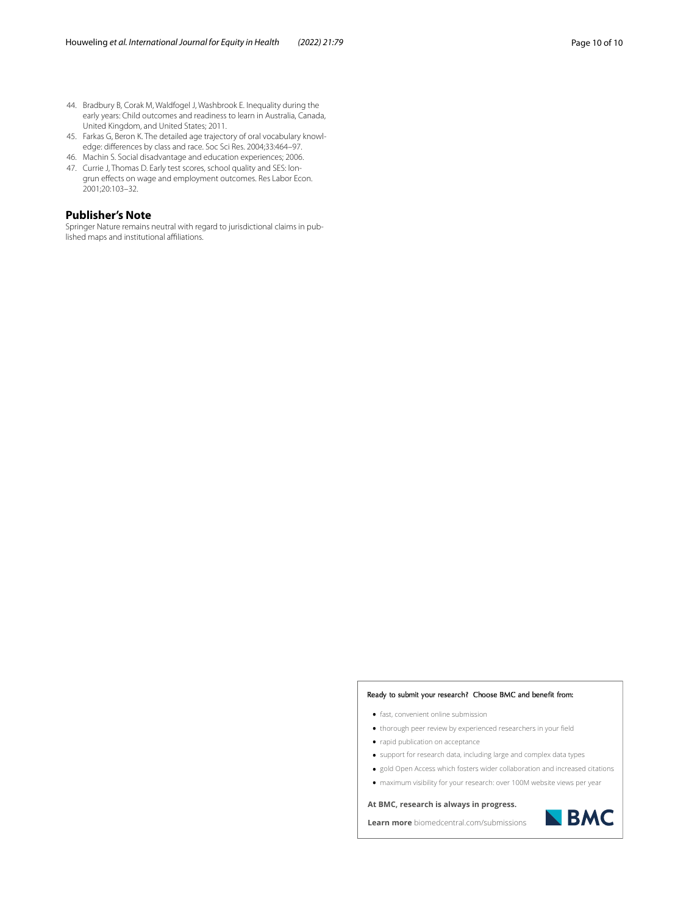44. Bradbury B, Corak M, Waldfogel J, Washbrook E. Inequality during the early years: Child outcomes and readiness to learn in Australia, Canada, United Kingdom, and United States; 2011.
45. Farkas G, Beron K. The detailed age trajectory of oral vocabulary knowledge: differences by class and race. Soc Sci Res. 2004;33:464–97.
46. Machin S. Social disadvantage and education experiences; 2006.
47. Currie J, Thomas D. Early test scores, school quality and SES: longrun effects on wage and employment outcomes. Res Labor Econ. 2001;20:103–32.

## Publisher's Note

Springer Nature remains neutral with regard to jurisdictional claims in published maps and institutional affiliations.

Ready to submit your research? Choose BMC and benefit from:

- fast, convenient online submission
- thorough peer review by experienced researchers in your field
- rapid publication on acceptance
- support for research data, including large and complex data types
- gold Open Access which fosters wider collaboration and increased citations
- maximum visibility for your research: over 100M website views per year

**At BMC, research is always in progress.**

**Learn more** biomedcentral.com/submissions

BMC